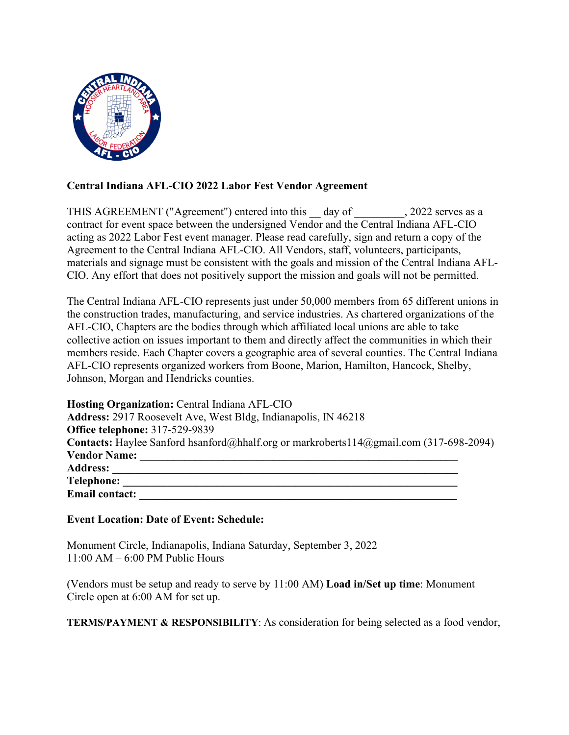**Central Indiana AFL-CIO 2022 Labor Fest Vendor Agreement**

THIS AGREEMENT ("Agreement") entered into this __ day of _________, 2022 serves as a contract for event space between the undersigned Vendor and the Central Indiana AFL-CIO acting as 2022 Labor Fest event manager. Please read carefully, sign and return a copy of the Agreement to the Central Indiana AFL-CIO. All Vendors, staff, volunteers, participants, materials and signage must be consistent with the goals and mission of the Central Indiana AFL-CIO. Any effort that does not positively support the mission and goals will not be permitted.

The Central Indiana AFL-CIO represents just under 50,000 members from 65 different unions in the construction trades, manufacturing, and service industries. As chartered organizations of the AFL-CIO, Chapters are the bodies through which affiliated local unions are able to take collective action on issues important to them and directly affect the communities in which their members reside. Each Chapter covers a geographic area of several counties. The Central Indiana AFL-CIO represents organized workers from Boone, Marion, Hamilton, Hancock, Shelby, Johnson, Morgan and Hendricks counties.

**Hosting Organization:** Central Indiana AFL-CIO
**Address:** 2917 Roosevelt Ave, West Bldg, Indianapolis, IN 46218
**Office telephone:** 317-529-9839
**Contacts:** Haylee Sanford hsanford@hhalf.org or markroberts114@gmail.com (317-698-2094)
**Vendor Name:** ____________________________________________________________
**Address:** ________________________________________________________________
**Telephone:** ______________________________________________________________
**Email contact:** ___________________________________________________________

**Event Location: Date of Event: Schedule:**

Monument Circle, Indianapolis, Indiana Saturday, September 3, 2022
11:00 AM – 6:00 PM Public Hours

(Vendors must be setup and ready to serve by 11:00 AM) **Load in/Set up time**: Monument Circle open at 6:00 AM for set up.

**TERMS/PAYMENT & RESPONSIBILITY**: As consideration for being selected as a food vendor,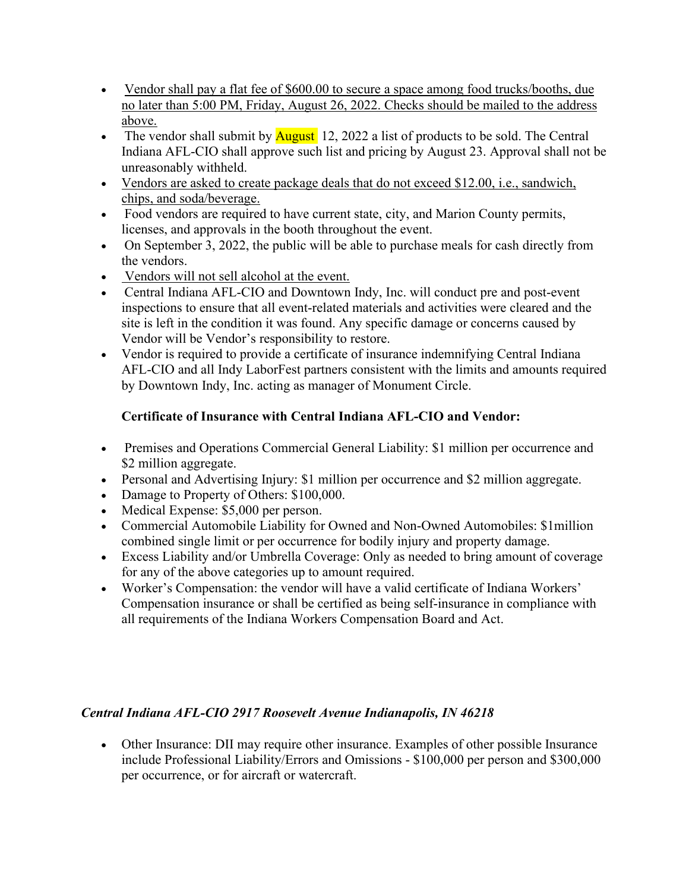- Vendor shall pay a flat fee of $600.00 to secure a space among food trucks/booths, due no later than 5:00 PM, Friday, August 26, 2022. Checks should be mailed to the address above.
- The vendor shall submit by August 12, 2022 a list of products to be sold. The Central Indiana AFL-CIO shall approve such list and pricing by August 23. Approval shall not be unreasonably withheld.
- Vendors are asked to create package deals that do not exceed $12.00, i.e., sandwich, chips, and soda/beverage.
- Food vendors are required to have current state, city, and Marion County permits, licenses, and approvals in the booth throughout the event.
- On September 3, 2022, the public will be able to purchase meals for cash directly from the vendors.
- Vendors will not sell alcohol at the event.
- Central Indiana AFL-CIO and Downtown Indy, Inc. will conduct pre and post-event inspections to ensure that all event-related materials and activities were cleared and the site is left in the condition it was found. Any specific damage or concerns caused by Vendor will be Vendor's responsibility to restore.
- Vendor is required to provide a certificate of insurance indemnifying Central Indiana AFL-CIO and all Indy LaborFest partners consistent with the limits and amounts required by Downtown Indy, Inc. acting as manager of Monument Circle.

**Certificate of Insurance with Central Indiana AFL-CIO and Vendor:**

- Premises and Operations Commercial General Liability: $1 million per occurrence and $2 million aggregate.
- Personal and Advertising Injury: $1 million per occurrence and $2 million aggregate.
- Damage to Property of Others: $100,000.
- Medical Expense: $5,000 per person.
- Commercial Automobile Liability for Owned and Non-Owned Automobiles: $1million combined single limit or per occurrence for bodily injury and property damage.
- Excess Liability and/or Umbrella Coverage: Only as needed to bring amount of coverage for any of the above categories up to amount required.
- Worker's Compensation: the vendor will have a valid certificate of Indiana Workers' Compensation insurance or shall be certified as being self-insurance in compliance with all requirements of the Indiana Workers Compensation Board and Act.

***Central Indiana AFL-CIO 2917 Roosevelt Avenue Indianapolis, IN 46218***

- Other Insurance: DII may require other insurance. Examples of other possible Insurance include Professional Liability/Errors and Omissions - $100,000 per person and $300,000 per occurrence, or for aircraft or watercraft.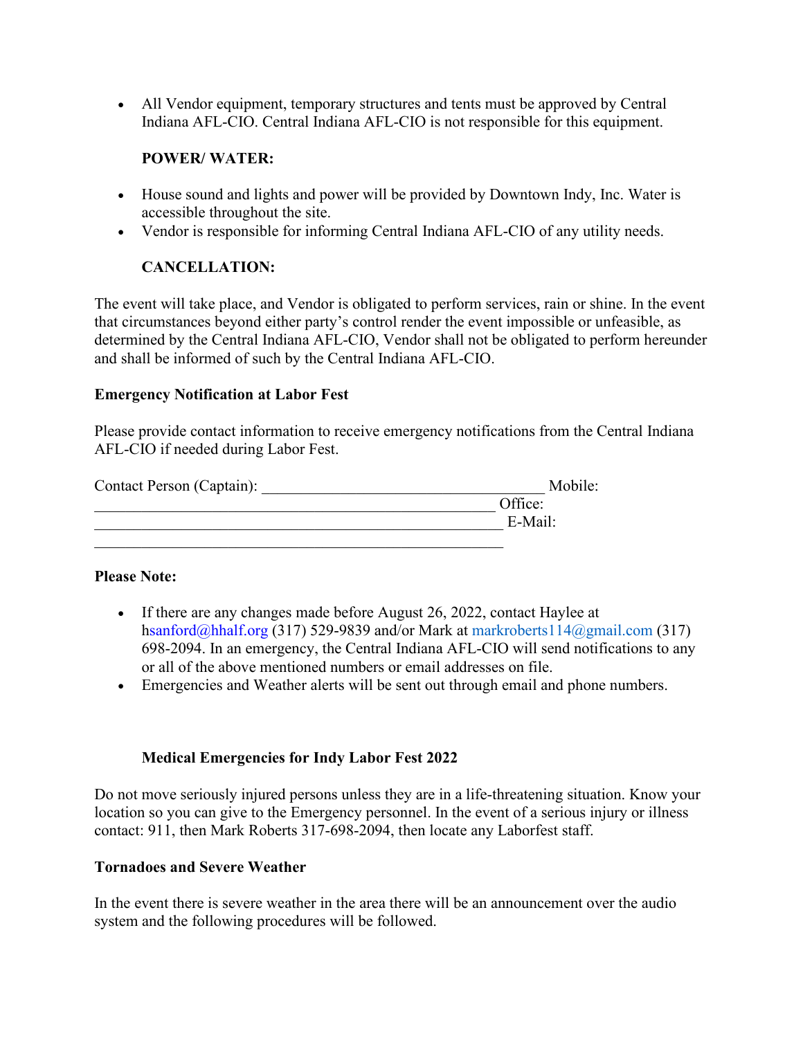- All Vendor equipment, temporary structures and tents must be approved by Central Indiana AFL-CIO. Central Indiana AFL-CIO is not responsible for this equipment.

**POWER/ WATER:**

- House sound and lights and power will be provided by Downtown Indy, Inc. Water is accessible throughout the site.
- Vendor is responsible for informing Central Indiana AFL-CIO of any utility needs.

**CANCELLATION:**

The event will take place, and Vendor is obligated to perform services, rain or shine. In the event that circumstances beyond either party's control render the event impossible or unfeasible, as determined by the Central Indiana AFL-CIO, Vendor shall not be obligated to perform hereunder and shall be informed of such by the Central Indiana AFL-CIO.

**Emergency Notification at Labor Fest**

Please provide contact information to receive emergency notifications from the Central Indiana AFL-CIO if needed during Labor Fest.

Contact Person (Captain): ____________________________________ Mobile: ____________________________________________________ Office: _____________________________________________________ E-Mail: _____________________________________________________

**Please Note:**

- If there are any changes made before August 26, 2022, contact Haylee at hsanford@hhalf.org (317) 529-9839 and/or Mark at markroberts114@gmail.com (317) 698-2094. In an emergency, the Central Indiana AFL-CIO will send notifications to any or all of the above mentioned numbers or email addresses on file.
- Emergencies and Weather alerts will be sent out through email and phone numbers.

**Medical Emergencies for Indy Labor Fest 2022**

Do not move seriously injured persons unless they are in a life-threatening situation. Know your location so you can give to the Emergency personnel. In the event of a serious injury or illness contact: 911, then Mark Roberts 317-698-2094, then locate any Laborfest staff.

**Tornadoes and Severe Weather**

In the event there is severe weather in the area there will be an announcement over the audio system and the following procedures will be followed.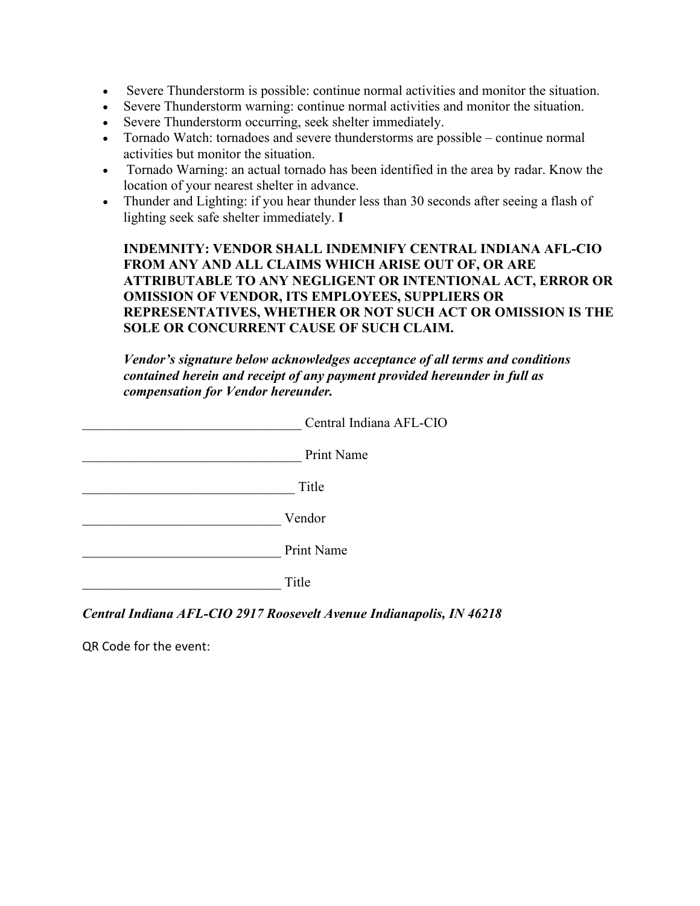- Severe Thunderstorm is possible: continue normal activities and monitor the situation.
- Severe Thunderstorm warning: continue normal activities and monitor the situation.
- Severe Thunderstorm occurring, seek shelter immediately.
- Tornado Watch: tornadoes and severe thunderstorms are possible – continue normal activities but monitor the situation.
- Tornado Warning: an actual tornado has been identified in the area by radar. Know the location of your nearest shelter in advance.
- Thunder and Lighting: if you hear thunder less than 30 seconds after seeing a flash of lighting seek safe shelter immediately. **I**

  **INDEMNITY: VENDOR SHALL INDEMNIFY CENTRAL INDIANA AFL-CIO FROM ANY AND ALL CLAIMS WHICH ARISE OUT OF, OR ARE ATTRIBUTABLE TO ANY NEGLIGENT OR INTENTIONAL ACT, ERROR OR OMISSION OF VENDOR, ITS EMPLOYEES, SUPPLIERS OR REPRESENTATIVES, WHETHER OR NOT SUCH ACT OR OMISSION IS THE SOLE OR CONCURRENT CAUSE OF SUCH CLAIM.**

  ***Vendor's signature below acknowledges acceptance of all terms and conditions contained herein and receipt of any payment provided hereunder in full as compensation for Vendor hereunder.***

_________________________________ Central Indiana AFL-CIO

_________________________________ Print Name

________________________________ Title

______________________________ Vendor

______________________________ Print Name

______________________________ Title

***Central Indiana AFL-CIO 2917 Roosevelt Avenue Indianapolis, IN 46218***

QR Code for the event: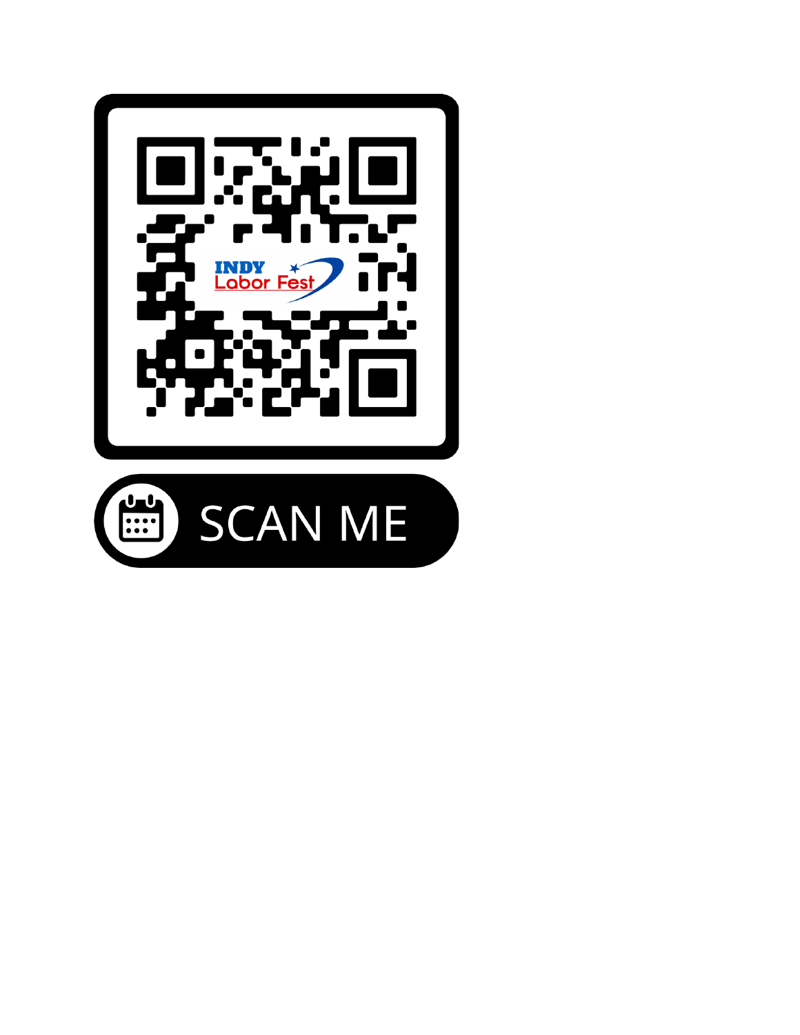INDY Labor Fest

SCAN ME